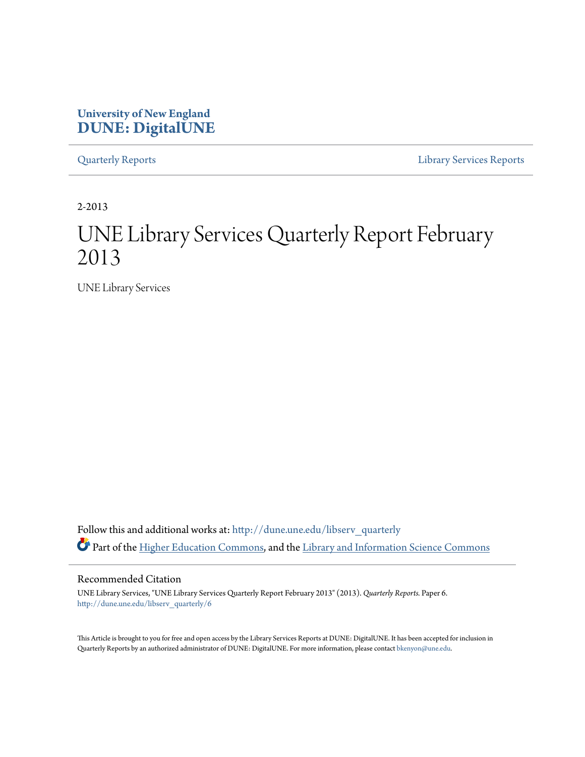University of New England
**DUNE: DigitalUNE**

Quarterly Reports | Library Services Reports

2-2013

# UNE Library Services Quarterly Report February 2013

UNE Library Services

Follow this and additional works at: http://dune.une.edu/libserv_quarterly

Part of the Higher Education Commons, and the Library and Information Science Commons

## Recommended Citation

UNE Library Services, "UNE Library Services Quarterly Report February 2013" (2013). *Quarterly Reports.* Paper 6.
http://dune.une.edu/libserv_quarterly/6

This Article is brought to you for free and open access by the Library Services Reports at DUNE: DigitalUNE. It has been accepted for inclusion in Quarterly Reports by an authorized administrator of DUNE: DigitalUNE. For more information, please contact bkenyon@une.edu.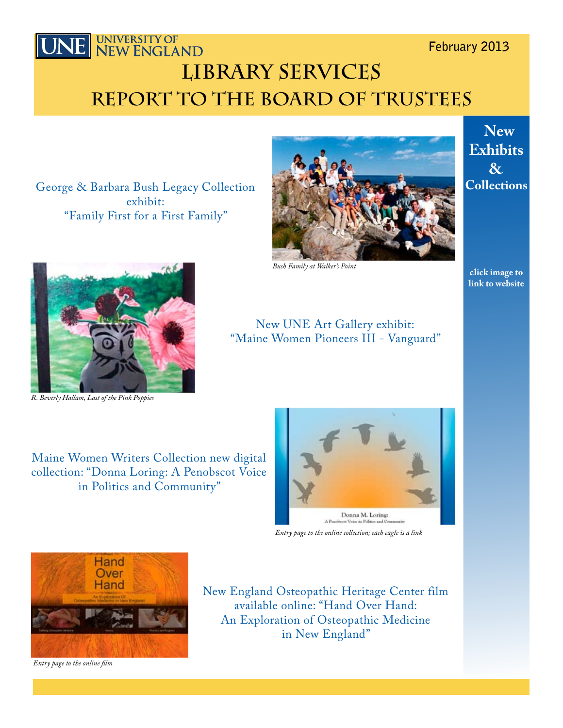UNIVERSITY OF NEW ENGLAND

February 2013

# LIBRARY SERVICES
# REPORT TO THE BOARD OF TRUSTEES

## New Exhibits & Collections

click image to link to website

George & Barbara Bush Legacy Collection exhibit: "Family First for a First Family"

*Bush Family at Walker's Point*

New UNE Art Gallery exhibit: "Maine Women Pioneers III - Vanguard"

*R. Beverly Hallam, Last of the Pink Poppies*

Maine Women Writers Collection new digital collection: "Donna Loring: A Penobscot Voice in Politics and Community"

*Entry page to the online collection; each eagle is a link*

New England Osteopathic Heritage Center film available online: "Hand Over Hand: An Exploration of Osteopathic Medicine in New England"

*Entry page to the online film*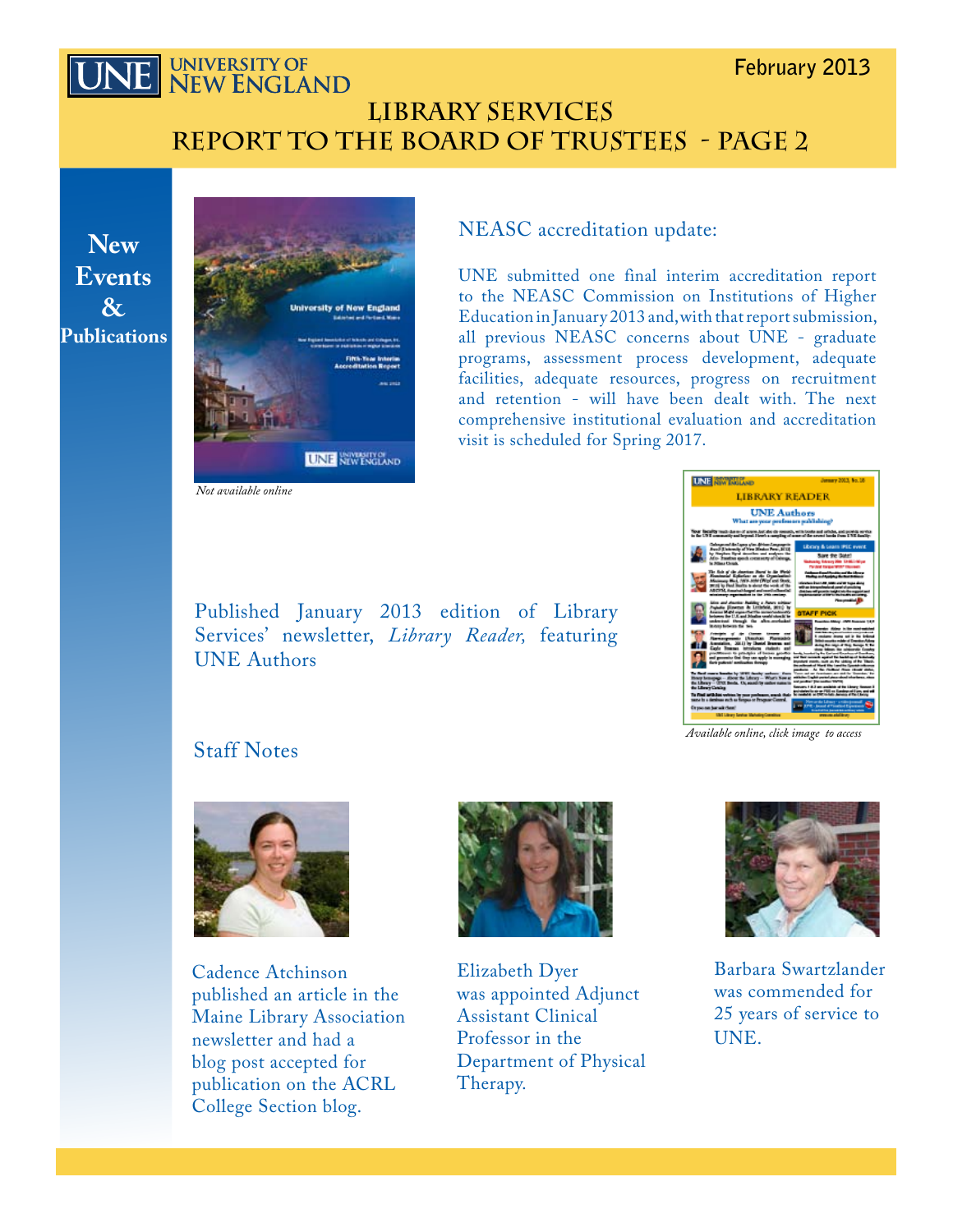# LIBRARY SERVICES REPORT TO THE BOARD OF TRUSTEES - PAGE 2

February 2013

## New Events & Publications

*Not available online*

### NEASC accreditation update:

UNE submitted one final interim accreditation report to the NEASC Commission on Institutions of Higher Education in January 2013 and, with that report submission, all previous NEASC concerns about UNE - graduate programs, assessment process development, adequate facilities, adequate resources, progress on recruitment and retention - will have been dealt with. The next comprehensive institutional evaluation and accreditation visit is scheduled for Spring 2017.

Published January 2013 edition of Library Services' newsletter, *Library Reader,* featuring UNE Authors

*Available online, click image to access*

### Staff Notes

Cadence Atchinson published an article in the Maine Library Association newsletter and had a blog post accepted for publication on the ACRL College Section blog.

Elizabeth Dyer was appointed Adjunct Assistant Clinical Professor in the Department of Physical Therapy.

Barbara Swartzlander was commended for 25 years of service to UNE.